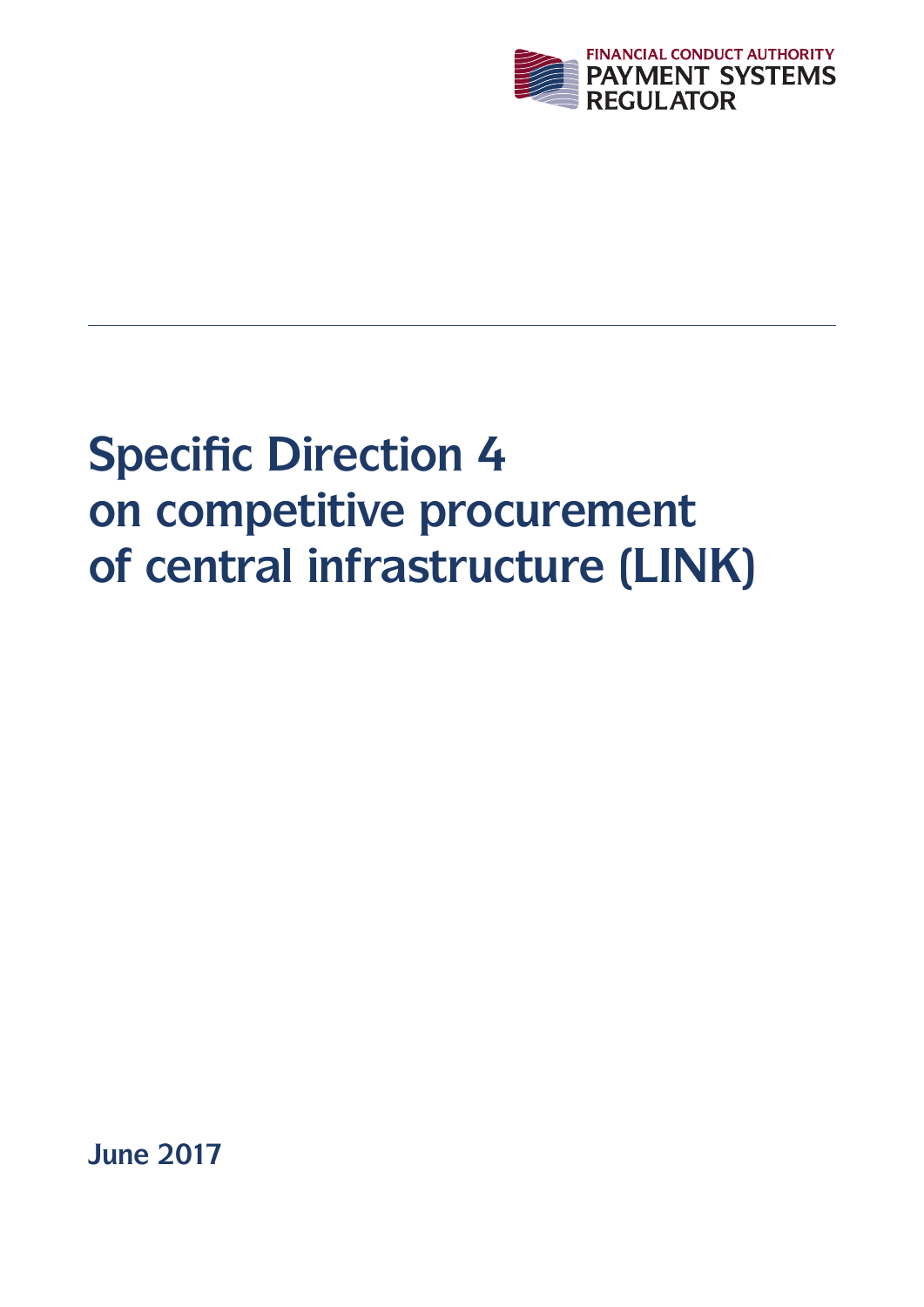FINANCIAL CONDUCT AUTHORITY
PAYMENT SYSTEMS REGULATOR

# Specific Direction 4 on competitive procurement of central infrastructure (LINK)

June 2017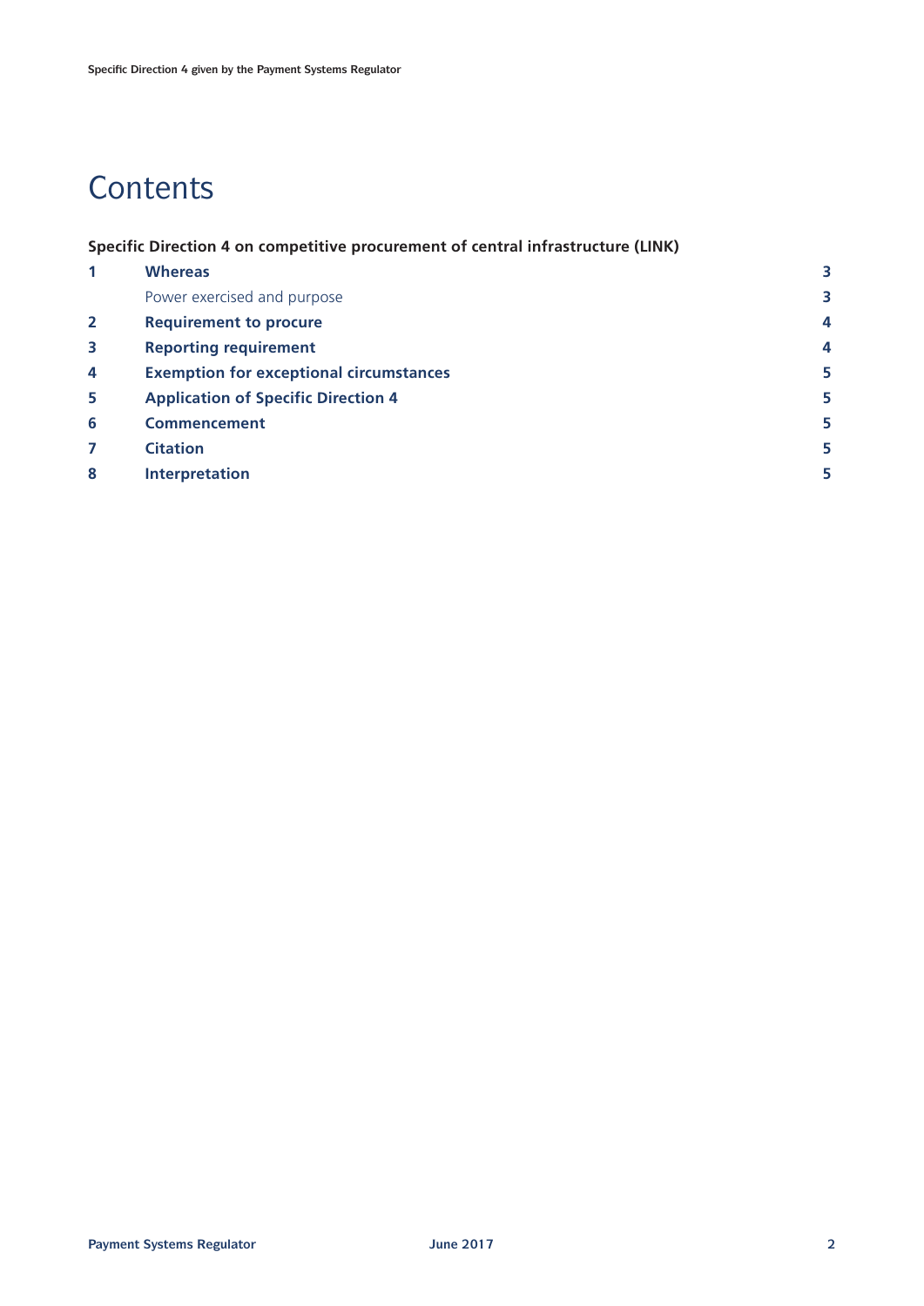# Contents

**Specific Direction 4 on competitive procurement of central infrastructure (LINK)**

| | | |
|---|---|---|
| **1** | **Whereas** | **3** |
| | Power exercised and purpose | **3** |
| **2** | **Requirement to procure** | **4** |
| **3** | **Reporting requirement** | **4** |
| **4** | **Exemption for exceptional circumstances** | **5** |
| **5** | **Application of Specific Direction 4** | **5** |
| **6** | **Commencement** | **5** |
| **7** | **Citation** | **5** |
| **8** | **Interpretation** | **5** |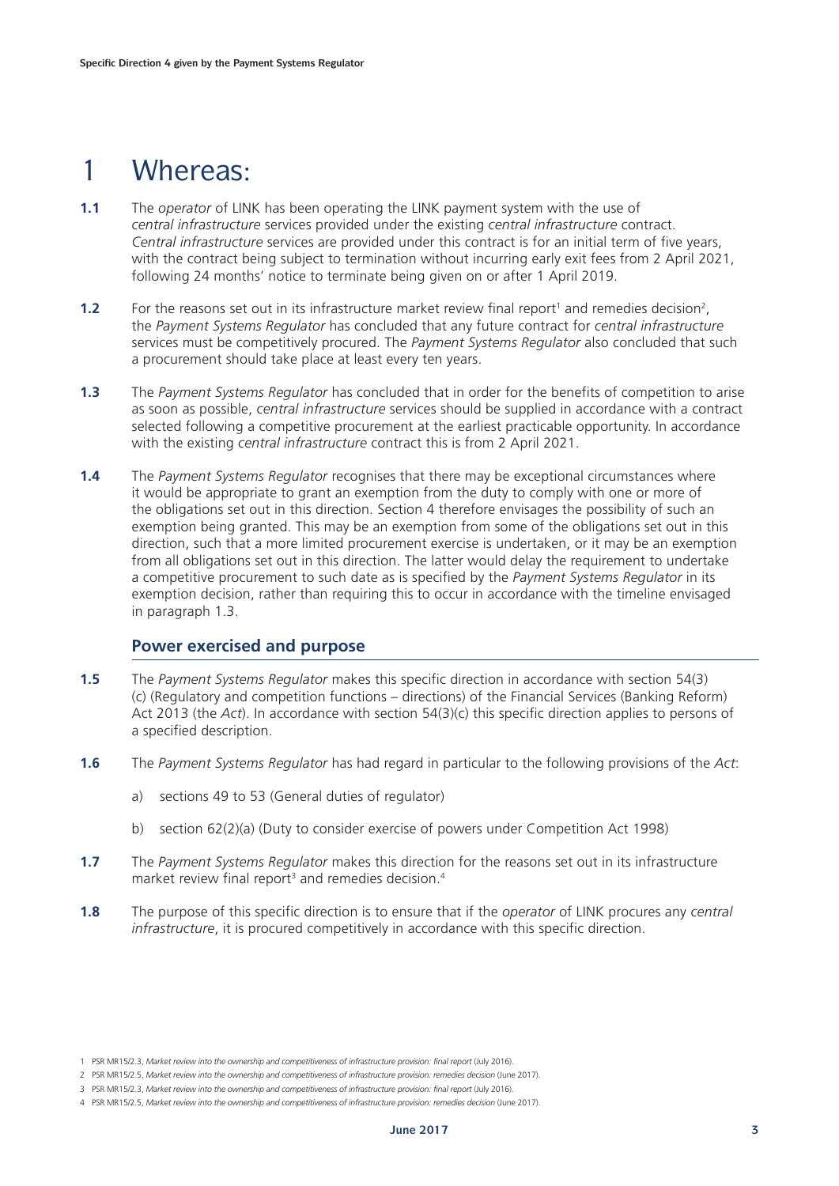# 1 Whereas:

**1.1** The *operator* of LINK has been operating the LINK payment system with the use of *central infrastructure* services provided under the existing *central infrastructure* contract. *Central infrastructure* services are provided under this contract is for an initial term of five years, with the contract being subject to termination without incurring early exit fees from 2 April 2021, following 24 months' notice to terminate being given on or after 1 April 2019.

**1.2** For the reasons set out in its infrastructure market review final report[1] and remedies decision[2], the *Payment Systems Regulator* has concluded that any future contract for *central infrastructure* services must be competitively procured. The *Payment Systems Regulator* also concluded that such a procurement should take place at least every ten years.

**1.3** The *Payment Systems Regulator* has concluded that in order for the benefits of competition to arise as soon as possible, *central infrastructure* services should be supplied in accordance with a contract selected following a competitive procurement at the earliest practicable opportunity. In accordance with the existing *central infrastructure* contract this is from 2 April 2021.

**1.4** The *Payment Systems Regulator* recognises that there may be exceptional circumstances where it would be appropriate to grant an exemption from the duty to comply with one or more of the obligations set out in this direction. Section 4 therefore envisages the possibility of such an exemption being granted. This may be an exemption from some of the obligations set out in this direction, such that a more limited procurement exercise is undertaken, or it may be an exemption from all obligations set out in this direction. The latter would delay the requirement to undertake a competitive procurement to such date as is specified by the *Payment Systems Regulator* in its exemption decision, rather than requiring this to occur in accordance with the timeline envisaged in paragraph 1.3.

## Power exercised and purpose

**1.5** The *Payment Systems Regulator* makes this specific direction in accordance with section 54(3)(c) (Regulatory and competition functions – directions) of the Financial Services (Banking Reform) Act 2013 (the *Act*). In accordance with section 54(3)(c) this specific direction applies to persons of a specified description.

**1.6** The *Payment Systems Regulator* has had regard in particular to the following provisions of the *Act*:

a) sections 49 to 53 (General duties of regulator)

b) section 62(2)(a) (Duty to consider exercise of powers under Competition Act 1998)

**1.7** The *Payment Systems Regulator* makes this direction for the reasons set out in its infrastructure market review final report[3] and remedies decision.[4]

**1.8** The purpose of this specific direction is to ensure that if the *operator* of LINK procures any *central infrastructure*, it is procured competitively in accordance with this specific direction.

1 PSR MR15/2.3, *Market review into the ownership and competitiveness of infrastructure provision: final report* (July 2016).

2 PSR MR15/2.5, *Market review into the ownership and competitiveness of infrastructure provision: remedies decision* (June 2017).

3 PSR MR15/2.3, *Market review into the ownership and competitiveness of infrastructure provision: final report* (July 2016).

4 PSR MR15/2.5, *Market review into the ownership and competitiveness of infrastructure provision: remedies decision* (June 2017).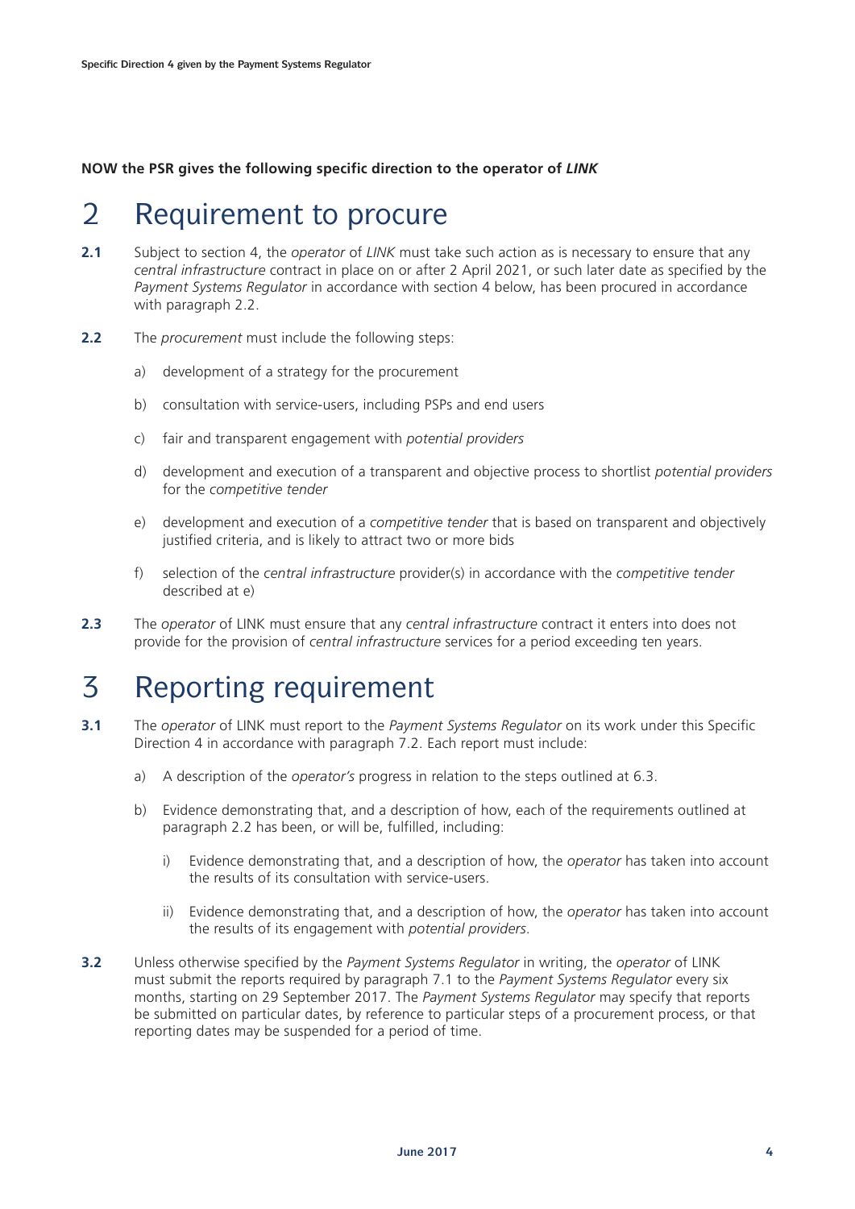**NOW the PSR gives the following specific direction to the operator of *LINK***

# 2 Requirement to procure

**2.1** Subject to section 4, the *operator* of *LINK* must take such action as is necessary to ensure that any *central infrastructure* contract in place on or after 2 April 2021, or such later date as specified by the *Payment Systems Regulator* in accordance with section 4 below, has been procured in accordance with paragraph 2.2.

**2.2** The *procurement* must include the following steps:

a) development of a strategy for the procurement

b) consultation with service-users, including PSPs and end users

c) fair and transparent engagement with *potential providers*

d) development and execution of a transparent and objective process to shortlist *potential providers* for the *competitive tender*

e) development and execution of a *competitive tender* that is based on transparent and objectively justified criteria, and is likely to attract two or more bids

f) selection of the *central infrastructure* provider(s) in accordance with the *competitive tender* described at e)

**2.3** The *operator* of LINK must ensure that any *central infrastructure* contract it enters into does not provide for the provision of *central infrastructure* services for a period exceeding ten years.

# 3 Reporting requirement

**3.1** The *operator* of LINK must report to the *Payment Systems Regulator* on its work under this Specific Direction 4 in accordance with paragraph 7.2. Each report must include:

a) A description of the *operator's* progress in relation to the steps outlined at 6.3.

b) Evidence demonstrating that, and a description of how, each of the requirements outlined at paragraph 2.2 has been, or will be, fulfilled, including:

i) Evidence demonstrating that, and a description of how, the *operator* has taken into account the results of its consultation with service-users.

ii) Evidence demonstrating that, and a description of how, the *operator* has taken into account the results of its engagement with *potential providers*.

**3.2** Unless otherwise specified by the *Payment Systems Regulator* in writing, the *operator* of LINK must submit the reports required by paragraph 7.1 to the *Payment Systems Regulator* every six months, starting on 29 September 2017. The *Payment Systems Regulator* may specify that reports be submitted on particular dates, by reference to particular steps of a procurement process, or that reporting dates may be suspended for a period of time.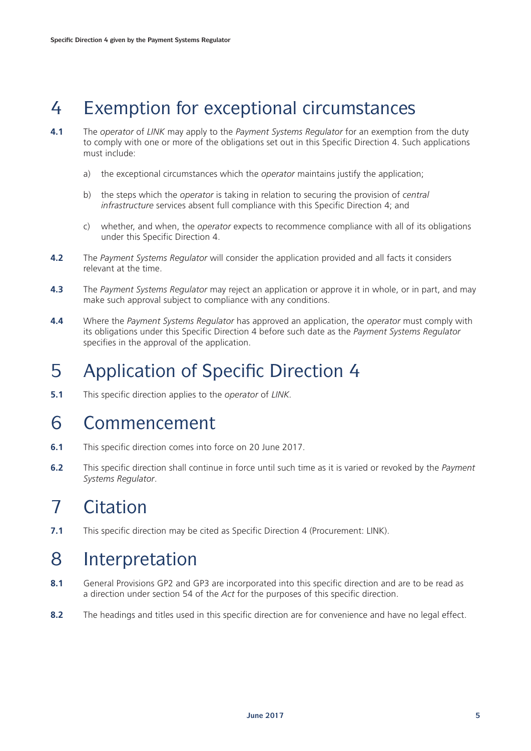# 4 Exemption for exceptional circumstances

**4.1** The *operator* of *LINK* may apply to the *Payment Systems Regulator* for an exemption from the duty to comply with one or more of the obligations set out in this Specific Direction 4. Such applications must include:

a) the exceptional circumstances which the *operator* maintains justify the application;

b) the steps which the *operator* is taking in relation to securing the provision of *central infrastructure* services absent full compliance with this Specific Direction 4; and

c) whether, and when, the *operator* expects to recommence compliance with all of its obligations under this Specific Direction 4.

**4.2** The *Payment Systems Regulator* will consider the application provided and all facts it considers relevant at the time.

**4.3** The *Payment Systems Regulator* may reject an application or approve it in whole, or in part, and may make such approval subject to compliance with any conditions.

**4.4** Where the *Payment Systems Regulator* has approved an application, the *operator* must comply with its obligations under this Specific Direction 4 before such date as the *Payment Systems Regulator* specifies in the approval of the application.

# 5 Application of Specific Direction 4

**5.1** This specific direction applies to the *operator* of *LINK*.

# 6 Commencement

**6.1** This specific direction comes into force on 20 June 2017.

**6.2** This specific direction shall continue in force until such time as it is varied or revoked by the *Payment Systems Regulator*.

# 7 Citation

**7.1** This specific direction may be cited as Specific Direction 4 (Procurement: LINK).

# 8 Interpretation

**8.1** General Provisions GP2 and GP3 are incorporated into this specific direction and are to be read as a direction under section 54 of the *Act* for the purposes of this specific direction.

**8.2** The headings and titles used in this specific direction are for convenience and have no legal effect.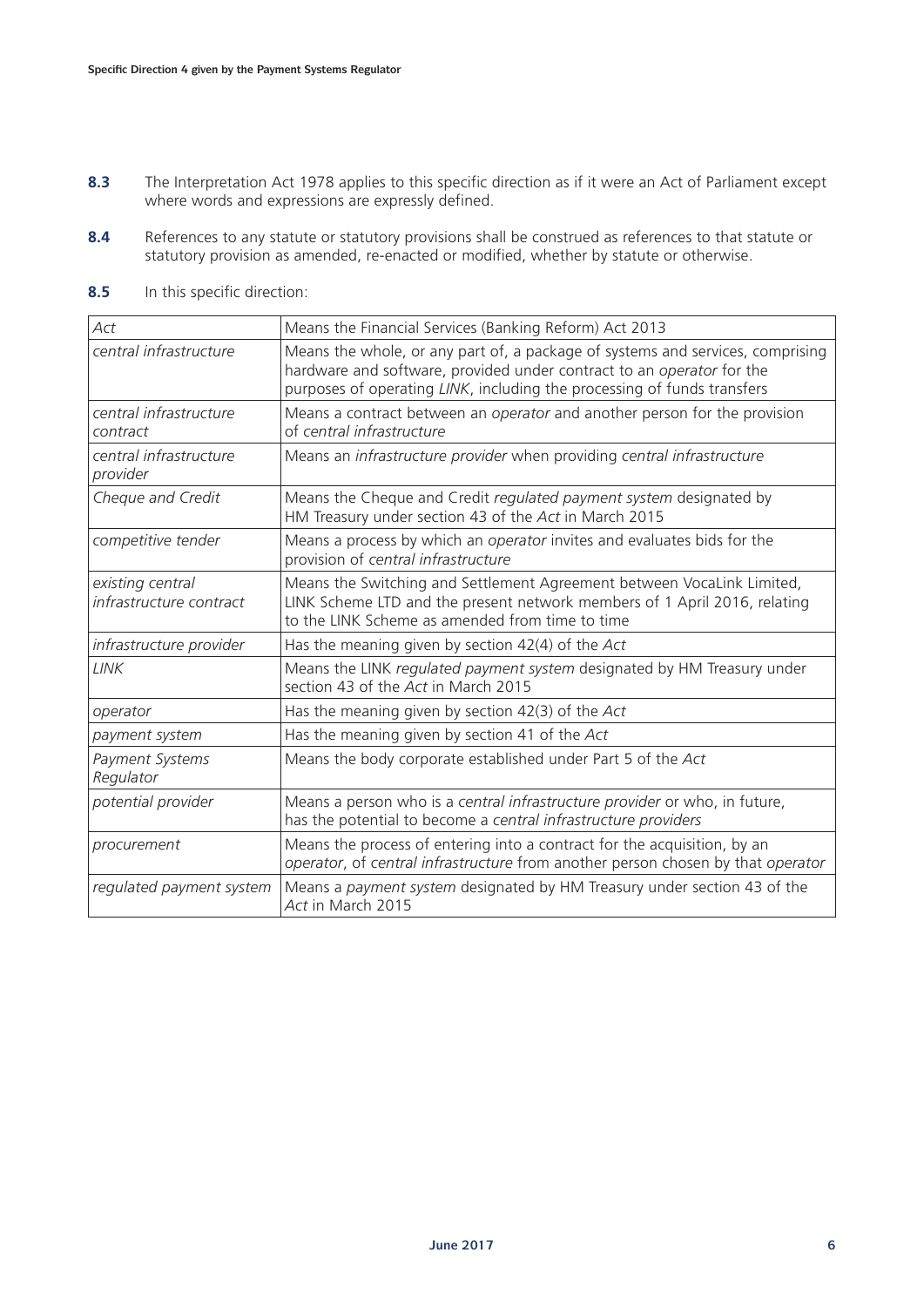**8.3** The Interpretation Act 1978 applies to this specific direction as if it were an Act of Parliament except where words and expressions are expressly defined.

**8.4** References to any statute or statutory provisions shall be construed as references to that statute or statutory provision as amended, re-enacted or modified, whether by statute or otherwise.

**8.5** In this specific direction:

| | |
|---|---|
| *Act* | Means the Financial Services (Banking Reform) Act 2013 |
| *central infrastructure* | Means the whole, or any part of, a package of systems and services, comprising hardware and software, provided under contract to an *operator* for the purposes of operating *LINK*, including the processing of funds transfers |
| *central infrastructure contract* | Means a contract between an *operator* and another person for the provision of *central infrastructure* |
| *central infrastructure provider* | Means an *infrastructure provider* when providing *central infrastructure* |
| *Cheque and Credit* | Means the Cheque and Credit *regulated payment system* designated by HM Treasury under section 43 of the *Act* in March 2015 |
| *competitive tender* | Means a process by which an *operator* invites and evaluates bids for the provision of *central infrastructure* |
| *existing central infrastructure contract* | Means the Switching and Settlement Agreement between VocaLink Limited, LINK Scheme LTD and the present network members of 1 April 2016, relating to the LINK Scheme as amended from time to time |
| *infrastructure provider* | Has the meaning given by section 42(4) of the *Act* |
| *LINK* | Means the LINK *regulated payment system* designated by HM Treasury under section 43 of the *Act* in March 2015 |
| *operator* | Has the meaning given by section 42(3) of the *Act* |
| *payment system* | Has the meaning given by section 41 of the *Act* |
| *Payment Systems Regulator* | Means the body corporate established under Part 5 of the *Act* |
| *potential provider* | Means a person who is a *central infrastructure provider* or who, in future, has the potential to become a *central infrastructure providers* |
| *procurement* | Means the process of entering into a contract for the acquisition, by an *operator*, of *central infrastructure* from another person chosen by that *operator* |
| *regulated payment system* | Means a *payment system* designated by HM Treasury under section 43 of the *Act* in March 2015 |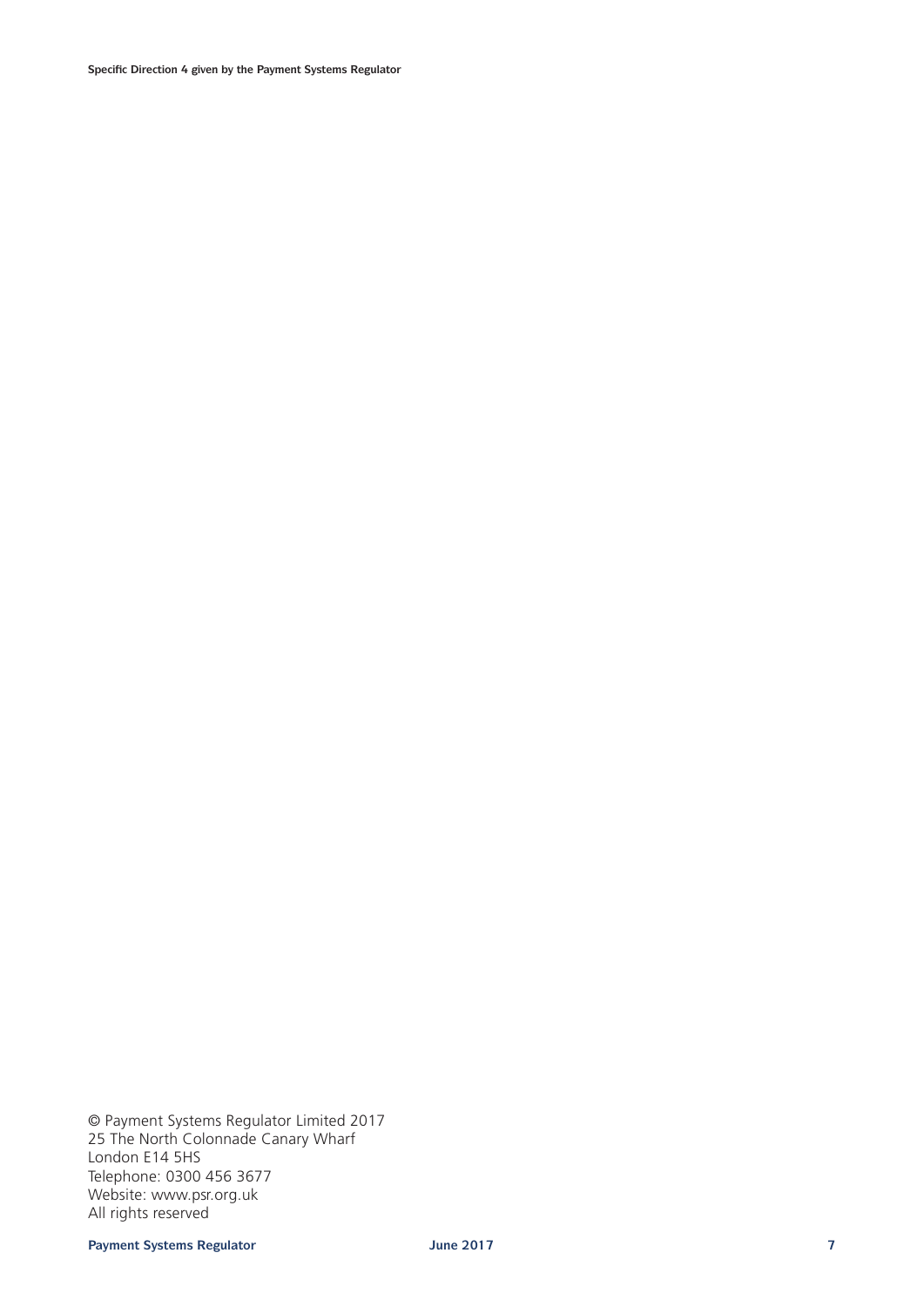© Payment Systems Regulator Limited 2017
25 The North Colonnade Canary Wharf
London E14 5HS
Telephone: 0300 456 3677
Website: www.psr.org.uk
All rights reserved